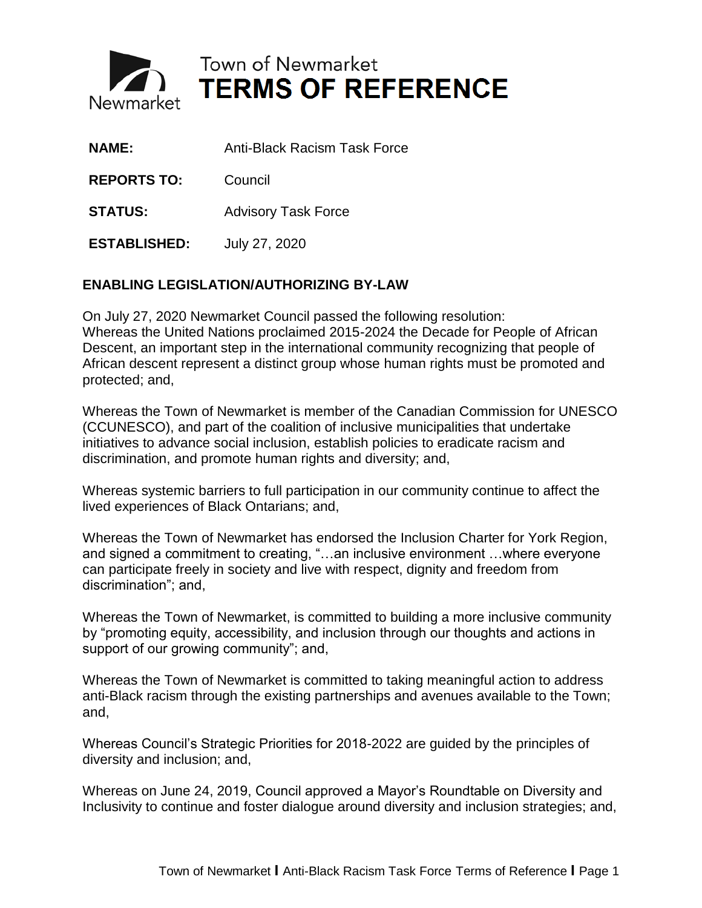# Town of Newmarket
# TERMS OF REFERENCE

**NAME:** Anti-Black Racism Task Force

**REPORTS TO:** Council

**STATUS:** Advisory Task Force

**ESTABLISHED:** July 27, 2020

## ENABLING LEGISLATION/AUTHORIZING BY-LAW

On July 27, 2020 Newmarket Council passed the following resolution:
Whereas the United Nations proclaimed 2015-2024 the Decade for People of African Descent, an important step in the international community recognizing that people of African descent represent a distinct group whose human rights must be promoted and protected; and,

Whereas the Town of Newmarket is member of the Canadian Commission for UNESCO (CCUNESCO), and part of the coalition of inclusive municipalities that undertake initiatives to advance social inclusion, establish policies to eradicate racism and discrimination, and promote human rights and diversity; and,

Whereas systemic barriers to full participation in our community continue to affect the lived experiences of Black Ontarians; and,

Whereas the Town of Newmarket has endorsed the Inclusion Charter for York Region, and signed a commitment to creating, "…an inclusive environment …where everyone can participate freely in society and live with respect, dignity and freedom from discrimination"; and,

Whereas the Town of Newmarket, is committed to building a more inclusive community by "promoting equity, accessibility, and inclusion through our thoughts and actions in support of our growing community"; and,

Whereas the Town of Newmarket is committed to taking meaningful action to address anti-Black racism through the existing partnerships and avenues available to the Town; and,

Whereas Council's Strategic Priorities for 2018-2022 are guided by the principles of diversity and inclusion; and,

Whereas on June 24, 2019, Council approved a Mayor's Roundtable on Diversity and Inclusivity to continue and foster dialogue around diversity and inclusion strategies; and,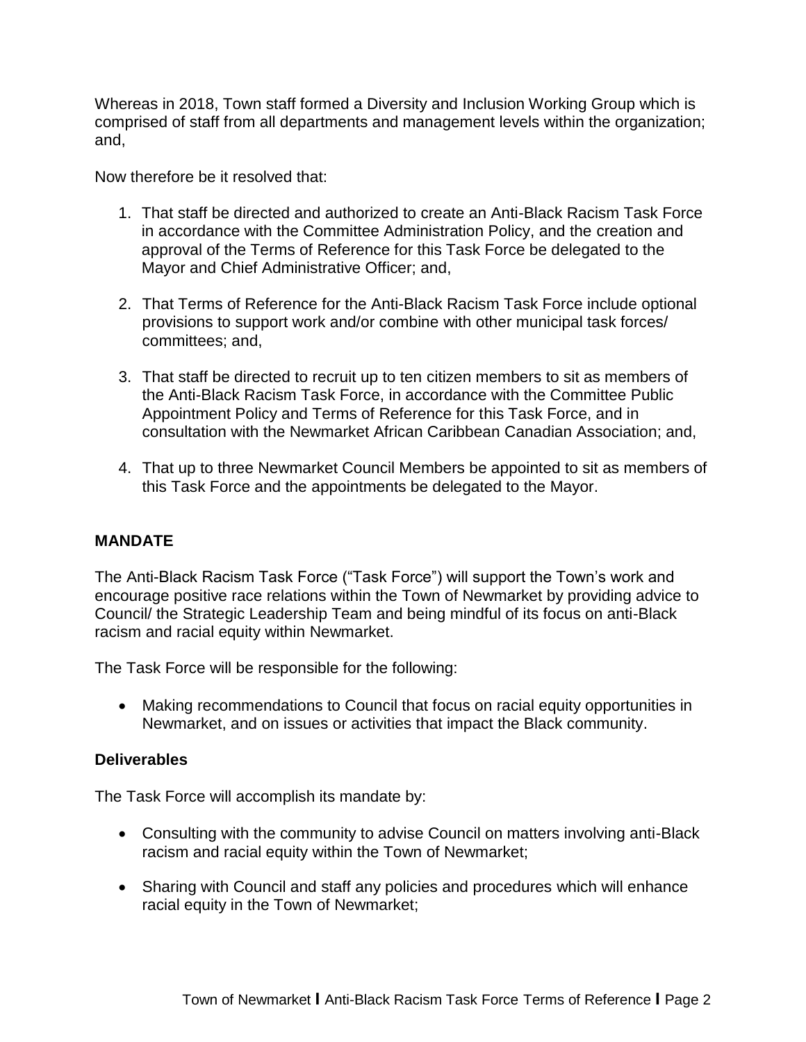Whereas in 2018, Town staff formed a Diversity and Inclusion Working Group which is comprised of staff from all departments and management levels within the organization; and,

Now therefore be it resolved that:

1. That staff be directed and authorized to create an Anti-Black Racism Task Force in accordance with the Committee Administration Policy, and the creation and approval of the Terms of Reference for this Task Force be delegated to the Mayor and Chief Administrative Officer; and,

2. That Terms of Reference for the Anti-Black Racism Task Force include optional provisions to support work and/or combine with other municipal task forces/ committees; and,

3. That staff be directed to recruit up to ten citizen members to sit as members of the Anti-Black Racism Task Force, in accordance with the Committee Public Appointment Policy and Terms of Reference for this Task Force, and in consultation with the Newmarket African Caribbean Canadian Association; and,

4. That up to three Newmarket Council Members be appointed to sit as members of this Task Force and the appointments be delegated to the Mayor.

## MANDATE

The Anti-Black Racism Task Force ("Task Force") will support the Town's work and encourage positive race relations within the Town of Newmarket by providing advice to Council/ the Strategic Leadership Team and being mindful of its focus on anti-Black racism and racial equity within Newmarket.

The Task Force will be responsible for the following:

- Making recommendations to Council that focus on racial equity opportunities in Newmarket, and on issues or activities that impact the Black community.

### Deliverables

The Task Force will accomplish its mandate by:

- Consulting with the community to advise Council on matters involving anti-Black racism and racial equity within the Town of Newmarket;

- Sharing with Council and staff any policies and procedures which will enhance racial equity in the Town of Newmarket;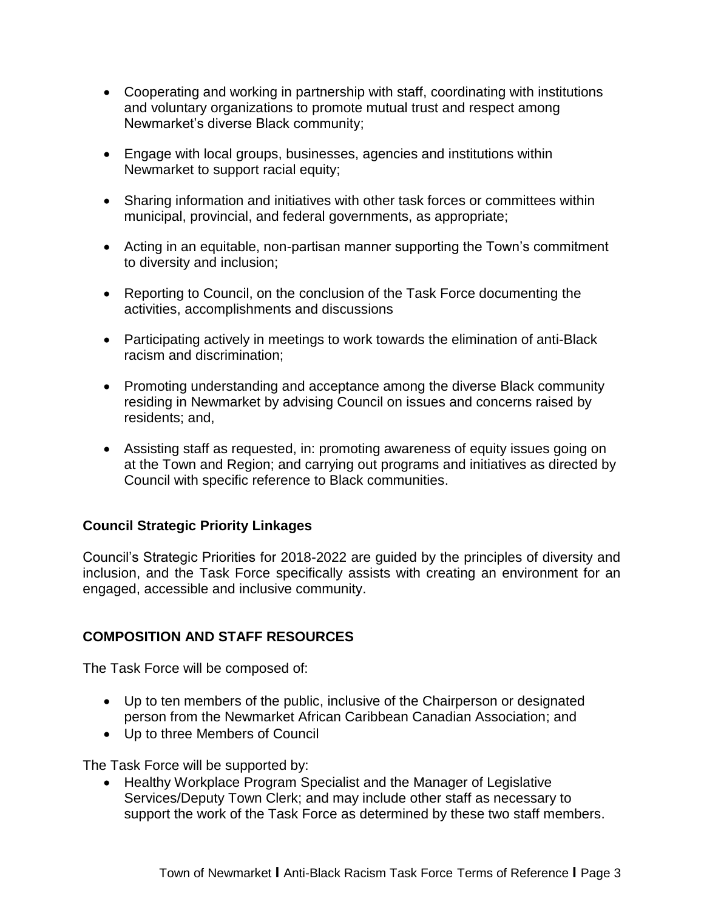- Cooperating and working in partnership with staff, coordinating with institutions and voluntary organizations to promote mutual trust and respect among Newmarket's diverse Black community;
- Engage with local groups, businesses, agencies and institutions within Newmarket to support racial equity;
- Sharing information and initiatives with other task forces or committees within municipal, provincial, and federal governments, as appropriate;
- Acting in an equitable, non-partisan manner supporting the Town's commitment to diversity and inclusion;
- Reporting to Council, on the conclusion of the Task Force documenting the activities, accomplishments and discussions
- Participating actively in meetings to work towards the elimination of anti-Black racism and discrimination;
- Promoting understanding and acceptance among the diverse Black community residing in Newmarket by advising Council on issues and concerns raised by residents; and,
- Assisting staff as requested, in: promoting awareness of equity issues going on at the Town and Region; and carrying out programs and initiatives as directed by Council with specific reference to Black communities.

### Council Strategic Priority Linkages

Council's Strategic Priorities for 2018-2022 are guided by the principles of diversity and inclusion, and the Task Force specifically assists with creating an environment for an engaged, accessible and inclusive community.

## COMPOSITION AND STAFF RESOURCES

The Task Force will be composed of:

- Up to ten members of the public, inclusive of the Chairperson or designated person from the Newmarket African Caribbean Canadian Association; and
- Up to three Members of Council

The Task Force will be supported by:

- Healthy Workplace Program Specialist and the Manager of Legislative Services/Deputy Town Clerk; and may include other staff as necessary to support the work of the Task Force as determined by these two staff members.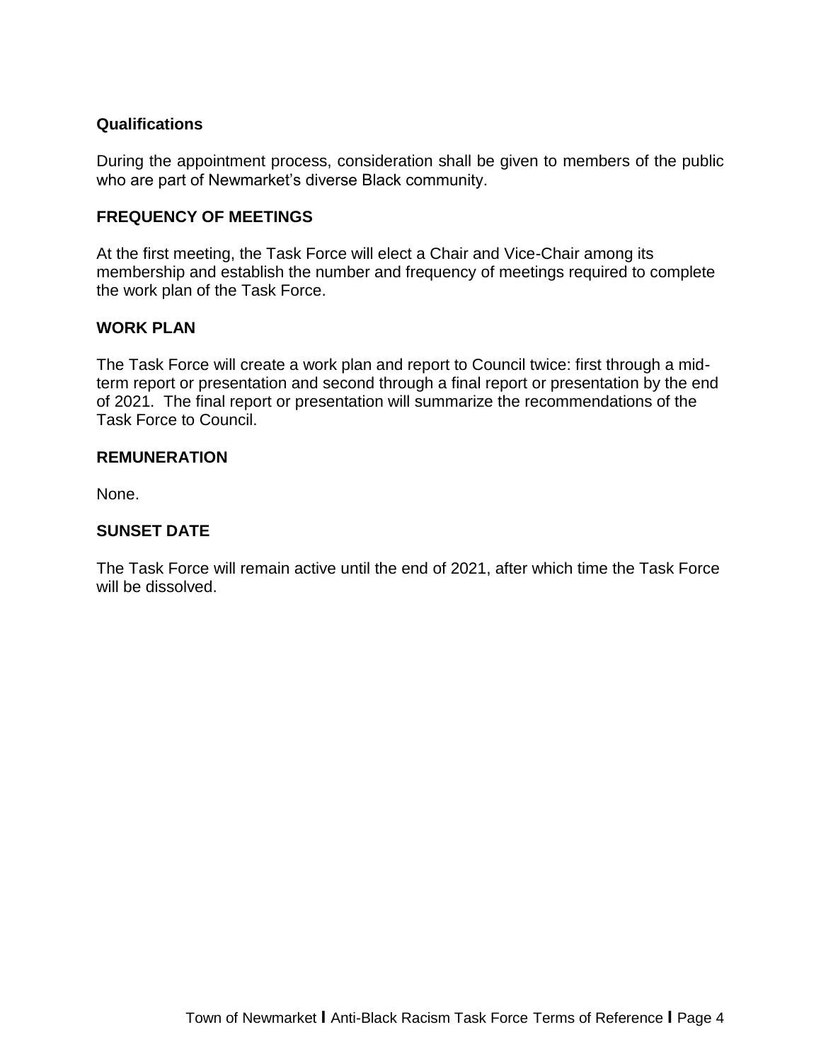### Qualifications

During the appointment process, consideration shall be given to members of the public who are part of Newmarket's diverse Black community.

## FREQUENCY OF MEETINGS

At the first meeting, the Task Force will elect a Chair and Vice-Chair among its membership and establish the number and frequency of meetings required to complete the work plan of the Task Force.

## WORK PLAN

The Task Force will create a work plan and report to Council twice: first through a mid-term report or presentation and second through a final report or presentation by the end of 2021. The final report or presentation will summarize the recommendations of the Task Force to Council.

## REMUNERATION

None.

## SUNSET DATE

The Task Force will remain active until the end of 2021, after which time the Task Force will be dissolved.